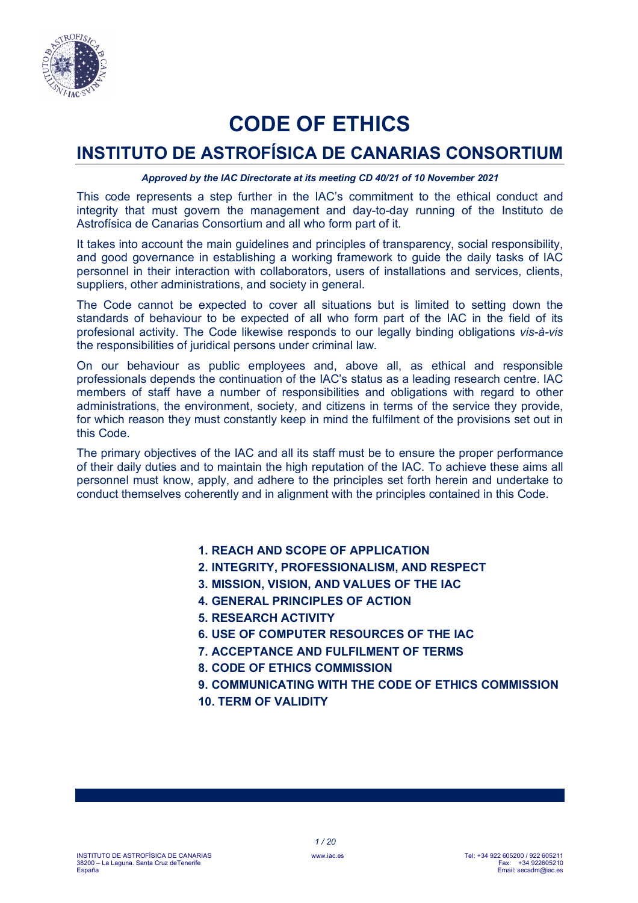# CODE OF ETHICS

## INSTITUTO DE ASTROFÍSICA DE CANARIAS CONSORTIUM

***Approved by the IAC Directorate at its meeting CD 40/21 of 10 November 2021***

This code represents a step further in the IAC's commitment to the ethical conduct and integrity that must govern the management and day-to-day running of the Instituto de Astrofísica de Canarias Consortium and all who form part of it.

It takes into account the main guidelines and principles of transparency, social responsibility, and good governance in establishing a working framework to guide the daily tasks of IAC personnel in their interaction with collaborators, users of installations and services, clients, suppliers, other administrations, and society in general.

The Code cannot be expected to cover all situations but is limited to setting down the standards of behaviour to be expected of all who form part of the IAC in the field of its profesional activity. The Code likewise responds to our legally binding obligations *vis-à-vis* the responsibilities of juridical persons under criminal law.

On our behaviour as public employees and, above all, as ethical and responsible professionals depends the continuation of the IAC's status as a leading research centre. IAC members of staff have a number of responsibilities and obligations with regard to other administrations, the environment, society, and citizens in terms of the service they provide, for which reason they must constantly keep in mind the fulfilment of the provisions set out in this Code.

The primary objectives of the IAC and all its staff must be to ensure the proper performance of their daily duties and to maintain the high reputation of the IAC. To achieve these aims all personnel must know, apply, and adhere to the principles set forth herein and undertake to conduct themselves coherently and in alignment with the principles contained in this Code.

**1. REACH AND SCOPE OF APPLICATION**
**2. INTEGRITY, PROFESSIONALISM, AND RESPECT**
**3. MISSION, VISION, AND VALUES OF THE IAC**
**4. GENERAL PRINCIPLES OF ACTION**
**5. RESEARCH ACTIVITY**
**6. USE OF COMPUTER RESOURCES OF THE IAC**
**7. ACCEPTANCE AND FULFILMENT OF TERMS**
**8. CODE OF ETHICS COMMISSION**
**9. COMMUNICATING WITH THE CODE OF ETHICS COMMISSION**
**10. TERM OF VALIDITY**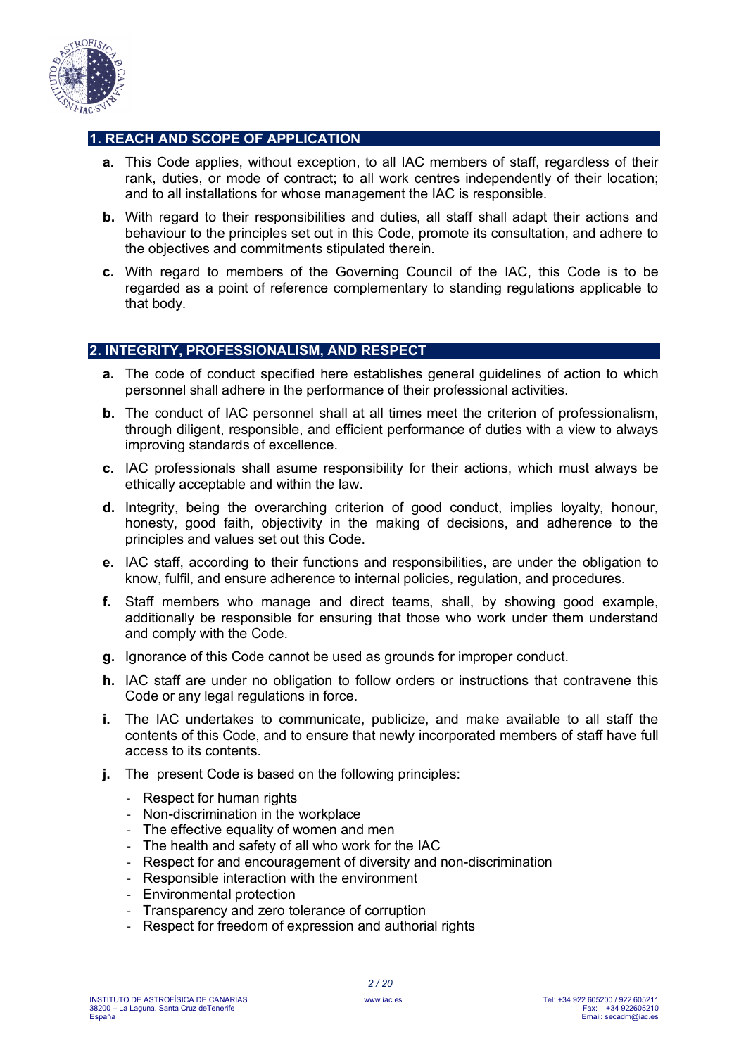## 1. REACH AND SCOPE OF APPLICATION

**a.** This Code applies, without exception, to all IAC members of staff, regardless of their rank, duties, or mode of contract; to all work centres independently of their location; and to all installations for whose management the IAC is responsible.

**b.** With regard to their responsibilities and duties, all staff shall adapt their actions and behaviour to the principles set out in this Code, promote its consultation, and adhere to the objectives and commitments stipulated therein.

**c.** With regard to members of the Governing Council of the IAC, this Code is to be regarded as a point of reference complementary to standing regulations applicable to that body.

## 2. INTEGRITY, PROFESSIONALISM, AND RESPECT

**a.** The code of conduct specified here establishes general guidelines of action to which personnel shall adhere in the performance of their professional activities.

**b.** The conduct of IAC personnel shall at all times meet the criterion of professionalism, through diligent, responsible, and efficient performance of duties with a view to always improving standards of excellence.

**c.** IAC professionals shall asume responsibility for their actions, which must always be ethically acceptable and within the law.

**d.** Integrity, being the overarching criterion of good conduct, implies loyalty, honour, honesty, good faith, objectivity in the making of decisions, and adherence to the principles and values set out this Code.

**e.** IAC staff, according to their functions and responsibilities, are under the obligation to know, fulfil, and ensure adherence to internal policies, regulation, and procedures.

**f.** Staff members who manage and direct teams, shall, by showing good example, additionally be responsible for ensuring that those who work under them understand and comply with the Code.

**g.** Ignorance of this Code cannot be used as grounds for improper conduct.

**h.** IAC staff are under no obligation to follow orders or instructions that contravene this Code or any legal regulations in force.

**i.** The IAC undertakes to communicate, publicize, and make available to all staff the contents of this Code, and to ensure that newly incorporated members of staff have full access to its contents.

**j.** The present Code is based on the following principles:

- Respect for human rights
- Non-discrimination in the workplace
- The effective equality of women and men
- The health and safety of all who work for the IAC
- Respect for and encouragement of diversity and non-discrimination
- Responsible interaction with the environment
- Environmental protection
- Transparency and zero tolerance of corruption
- Respect for freedom of expression and authorial rights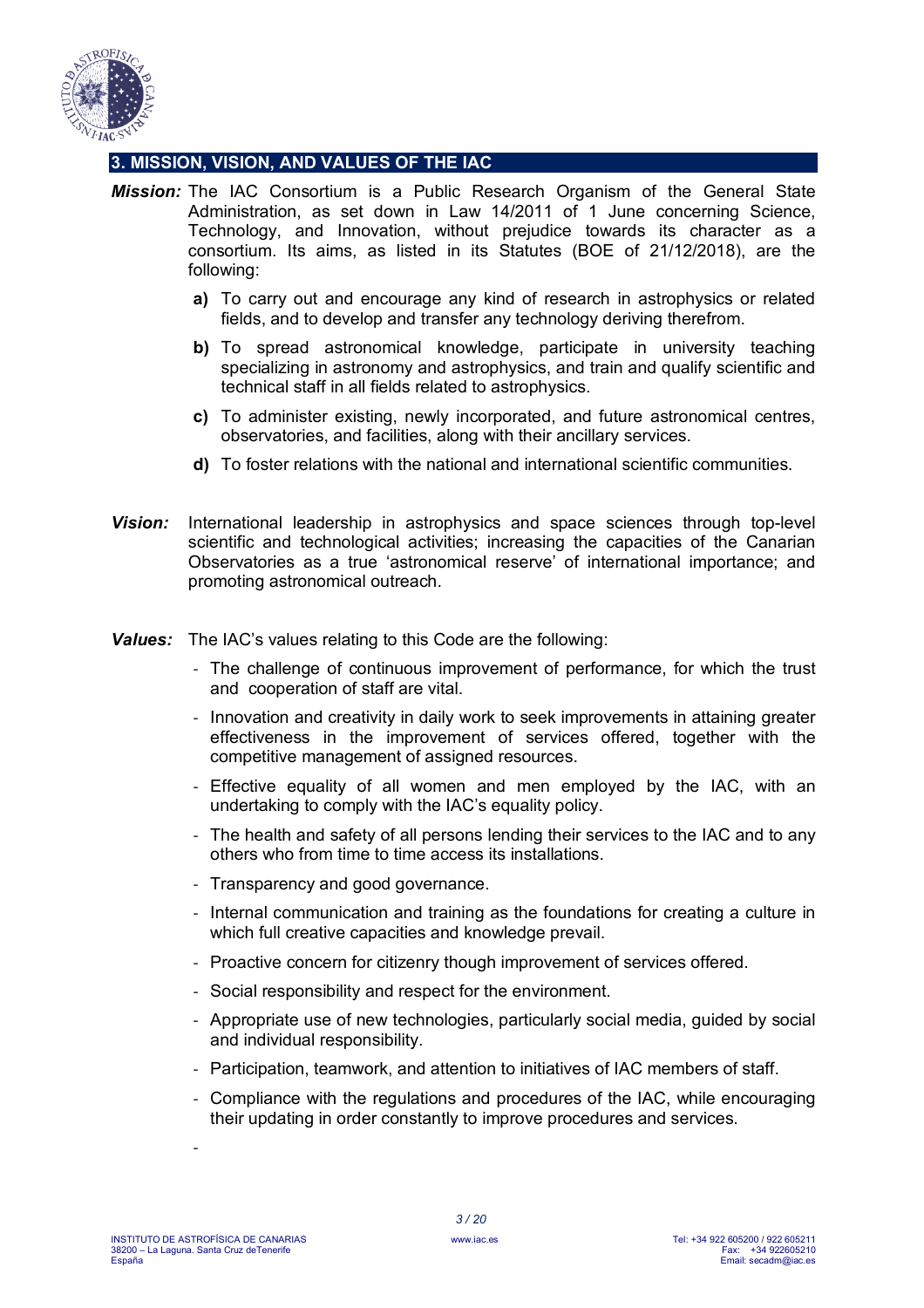## 3. MISSION, VISION, AND VALUES OF THE IAC

***Mission:*** The IAC Consortium is a Public Research Organism of the General State Administration, as set down in Law 14/2011 of 1 June concerning Science, Technology, and Innovation, without prejudice towards its character as a consortium. Its aims, as listed in its Statutes (BOE of 21/12/2018), are the following:

**a)** To carry out and encourage any kind of research in astrophysics or related fields, and to develop and transfer any technology deriving therefrom.

**b)** To spread astronomical knowledge, participate in university teaching specializing in astronomy and astrophysics, and train and qualify scientific and technical staff in all fields related to astrophysics.

**c)** To administer existing, newly incorporated, and future astronomical centres, observatories, and facilities, along with their ancillary services.

**d)** To foster relations with the national and international scientific communities.

***Vision:*** International leadership in astrophysics and space sciences through top-level scientific and technological activities; increasing the capacities of the Canarian Observatories as a true 'astronomical reserve' of international importance; and promoting astronomical outreach.

***Values:*** The IAC's values relating to this Code are the following:

- The challenge of continuous improvement of performance, for which the trust and cooperation of staff are vital.
- Innovation and creativity in daily work to seek improvements in attaining greater effectiveness in the improvement of services offered, together with the competitive management of assigned resources.
- Effective equality of all women and men employed by the IAC, with an undertaking to comply with the IAC's equality policy.
- The health and safety of all persons lending their services to the IAC and to any others who from time to time access its installations.
- Transparency and good governance.
- Internal communication and training as the foundations for creating a culture in which full creative capacities and knowledge prevail.
- Proactive concern for citizenry though improvement of services offered.
- Social responsibility and respect for the environment.
- Appropriate use of new technologies, particularly social media, guided by social and individual responsibility.
- Participation, teamwork, and attention to initiatives of IAC members of staff.
- Compliance with the regulations and procedures of the IAC, while encouraging their updating in order constantly to improve procedures and services.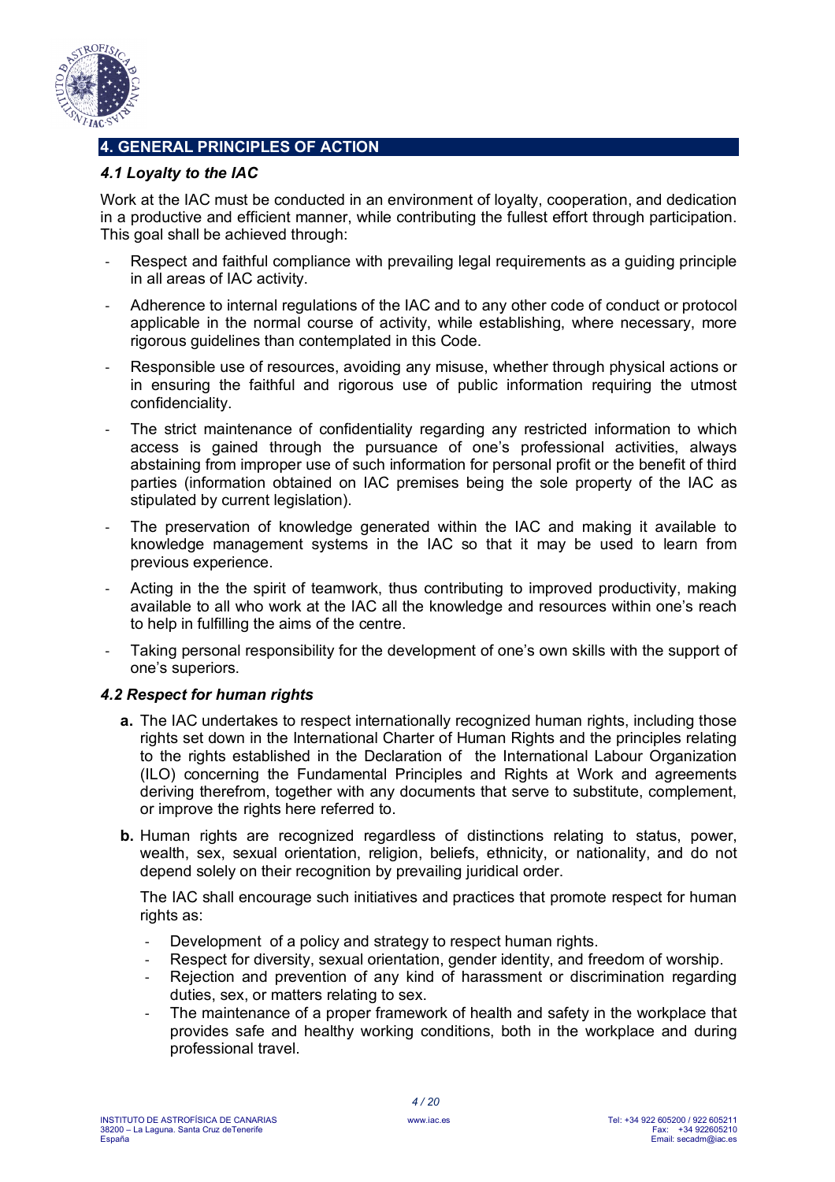## 4. GENERAL PRINCIPLES OF ACTION

### *4.1 Loyalty to the IAC*

Work at the IAC must be conducted in an environment of loyalty, cooperation, and dedication in a productive and efficient manner, while contributing the fullest effort through participation. This goal shall be achieved through:

- Respect and faithful compliance with prevailing legal requirements as a guiding principle in all areas of IAC activity.
- Adherence to internal regulations of the IAC and to any other code of conduct or protocol applicable in the normal course of activity, while establishing, where necessary, more rigorous guidelines than contemplated in this Code.
- Responsible use of resources, avoiding any misuse, whether through physical actions or in ensuring the faithful and rigorous use of public information requiring the utmost confidenciality.
- The strict maintenance of confidentiality regarding any restricted information to which access is gained through the pursuance of one's professional activities, always abstaining from improper use of such information for personal profit or the benefit of third parties (information obtained on IAC premises being the sole property of the IAC as stipulated by current legislation).
- The preservation of knowledge generated within the IAC and making it available to knowledge management systems in the IAC so that it may be used to learn from previous experience.
- Acting in the the spirit of teamwork, thus contributing to improved productivity, making available to all who work at the IAC all the knowledge and resources within one's reach to help in fulfilling the aims of the centre.
- Taking personal responsibility for the development of one's own skills with the support of one's superiors.

### *4.2 Respect for human rights*

**a.** The IAC undertakes to respect internationally recognized human rights, including those rights set down in the International Charter of Human Rights and the principles relating to the rights established in the Declaration of the International Labour Organization (ILO) concerning the Fundamental Principles and Rights at Work and agreements deriving therefrom, together with any documents that serve to substitute, complement, or improve the rights here referred to.

**b.** Human rights are recognized regardless of distinctions relating to status, power, wealth, sex, sexual orientation, religion, beliefs, ethnicity, or nationality, and do not depend solely on their recognition by prevailing juridical order.

The IAC shall encourage such initiatives and practices that promote respect for human rights as:

- Development of a policy and strategy to respect human rights.
- Respect for diversity, sexual orientation, gender identity, and freedom of worship.
- Rejection and prevention of any kind of harassment or discrimination regarding duties, sex, or matters relating to sex.
- The maintenance of a proper framework of health and safety in the workplace that provides safe and healthy working conditions, both in the workplace and during professional travel.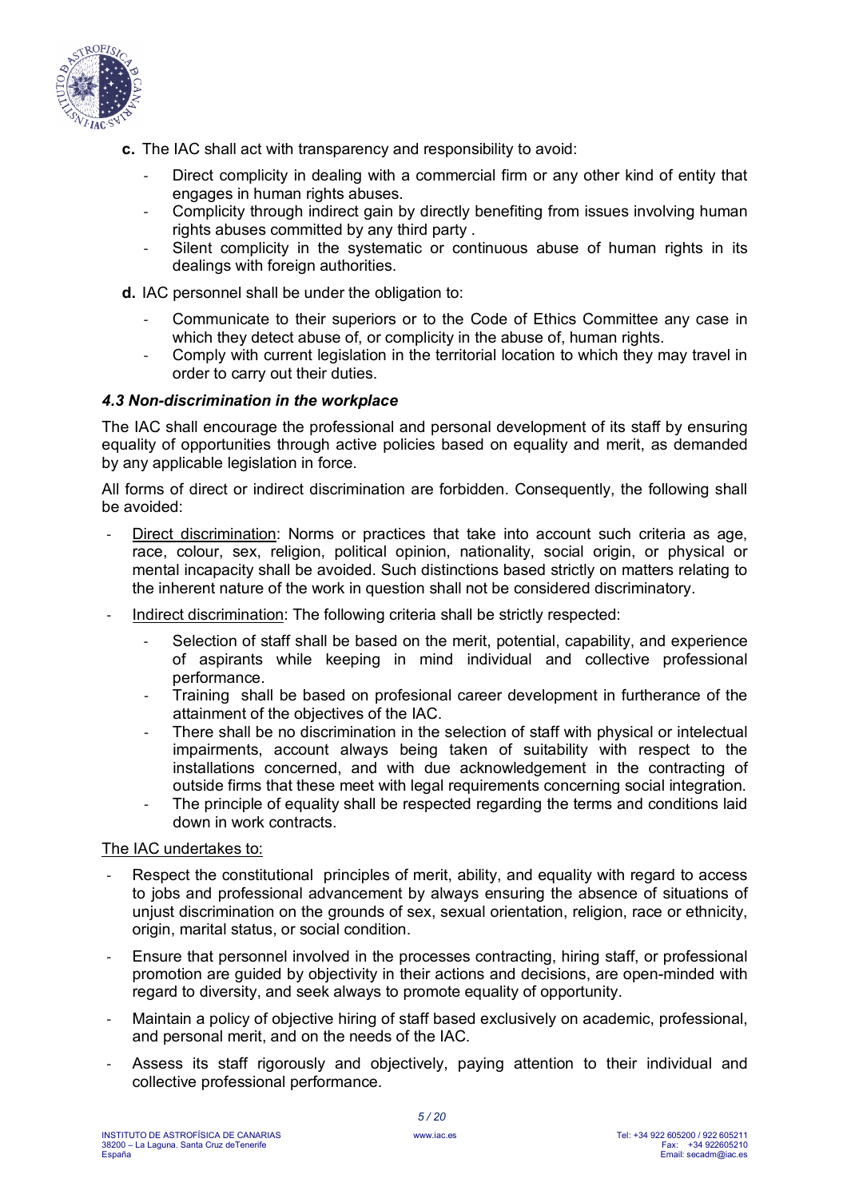**c.** The IAC shall act with transparency and responsibility to avoid:

- Direct complicity in dealing with a commercial firm or any other kind of entity that engages in human rights abuses.
- Complicity through indirect gain by directly benefiting from issues involving human rights abuses committed by any third party .
- Silent complicity in the systematic or continuous abuse of human rights in its dealings with foreign authorities.

**d.** IAC personnel shall be under the obligation to:

- Communicate to their superiors or to the Code of Ethics Committee any case in which they detect abuse of, or complicity in the abuse of, human rights.
- Comply with current legislation in the territorial location to which they may travel in order to carry out their duties.

### *4.3 Non-discrimination in the workplace*

The IAC shall encourage the professional and personal development of its staff by ensuring equality of opportunities through active policies based on equality and merit, as demanded by any applicable legislation in force.

All forms of direct or indirect discrimination are forbidden. Consequently, the following shall be avoided:

- <u>Direct discrimination</u>: Norms or practices that take into account such criteria as age, race, colour, sex, religion, political opinion, nationality, social origin, or physical or mental incapacity shall be avoided. Such distinctions based strictly on matters relating to the inherent nature of the work in question shall not be considered discriminatory.
- <u>Indirect discrimination</u>: The following criteria shall be strictly respected:
    - Selection of staff shall be based on the merit, potential, capability, and experience of aspirants while keeping in mind individual and collective professional performance.
    - Training shall be based on profesional career development in furtherance of the attainment of the objectives of the IAC.
    - There shall be no discrimination in the selection of staff with physical or intelectual impairments, account always being taken of suitability with respect to the installations concerned, and with due acknowledgement in the contracting of outside firms that these meet with legal requirements concerning social integration.
    - The principle of equality shall be respected regarding the terms and conditions laid down in work contracts.

<u>The IAC undertakes to:</u>

- Respect the constitutional principles of merit, ability, and equality with regard to access to jobs and professional advancement by always ensuring the absence of situations of unjust discrimination on the grounds of sex, sexual orientation, religion, race or ethnicity, origin, marital status, or social condition.
- Ensure that personnel involved in the processes contracting, hiring staff, or professional promotion are guided by objectivity in their actions and decisions, are open-minded with regard to diversity, and seek always to promote equality of opportunity.
- Maintain a policy of objective hiring of staff based exclusively on academic, professional, and personal merit, and on the needs of the IAC.
- Assess its staff rigorously and objectively, paying attention to their individual and collective professional performance.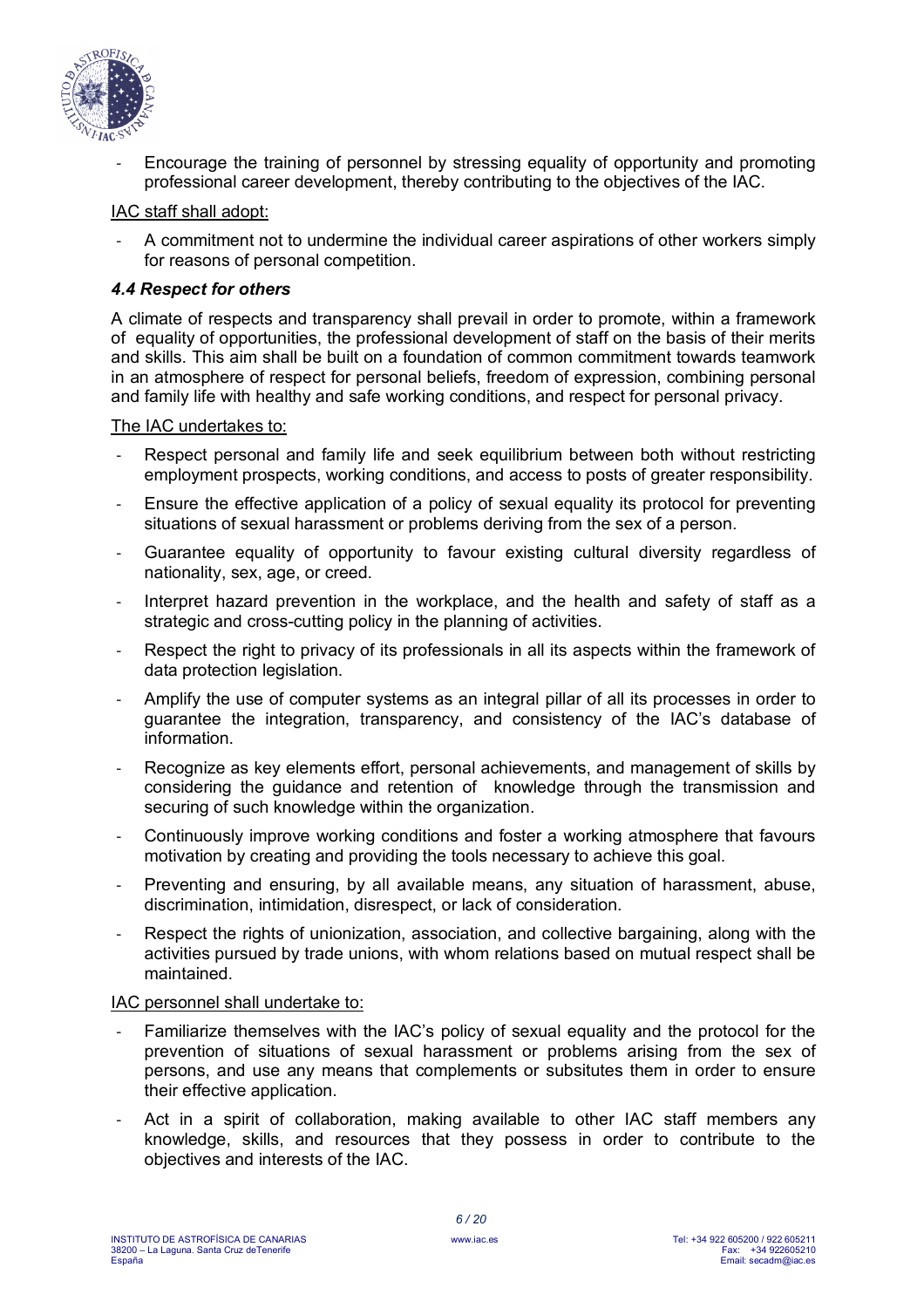- Encourage the training of personnel by stressing equality of opportunity and promoting professional career development, thereby contributing to the objectives of the IAC.

IAC staff shall adopt:

- A commitment not to undermine the individual career aspirations of other workers simply for reasons of personal competition.

### *4.4 Respect for others*

A climate of respects and transparency shall prevail in order to promote, within a framework of equality of opportunities, the professional development of staff on the basis of their merits and skills. This aim shall be built on a foundation of common commitment towards teamwork in an atmosphere of respect for personal beliefs, freedom of expression, combining personal and family life with healthy and safe working conditions, and respect for personal privacy.

The IAC undertakes to:

- Respect personal and family life and seek equilibrium between both without restricting employment prospects, working conditions, and access to posts of greater responsibility.
- Ensure the effective application of a policy of sexual equality its protocol for preventing situations of sexual harassment or problems deriving from the sex of a person.
- Guarantee equality of opportunity to favour existing cultural diversity regardless of nationality, sex, age, or creed.
- Interpret hazard prevention in the workplace, and the health and safety of staff as a strategic and cross-cutting policy in the planning of activities.
- Respect the right to privacy of its professionals in all its aspects within the framework of data protection legislation.
- Amplify the use of computer systems as an integral pillar of all its processes in order to guarantee the integration, transparency, and consistency of the IAC's database of information.
- Recognize as key elements effort, personal achievements, and management of skills by considering the guidance and retention of knowledge through the transmission and securing of such knowledge within the organization.
- Continuously improve working conditions and foster a working atmosphere that favours motivation by creating and providing the tools necessary to achieve this goal.
- Preventing and ensuring, by all available means, any situation of harassment, abuse, discrimination, intimidation, disrespect, or lack of consideration.
- Respect the rights of unionization, association, and collective bargaining, along with the activities pursued by trade unions, with whom relations based on mutual respect shall be maintained.

IAC personnel shall undertake to:

- Familiarize themselves with the IAC's policy of sexual equality and the protocol for the prevention of situations of sexual harassment or problems arising from the sex of persons, and use any means that complements or subsitutes them in order to ensure their effective application.
- Act in a spirit of collaboration, making available to other IAC staff members any knowledge, skills, and resources that they possess in order to contribute to the objectives and interests of the IAC.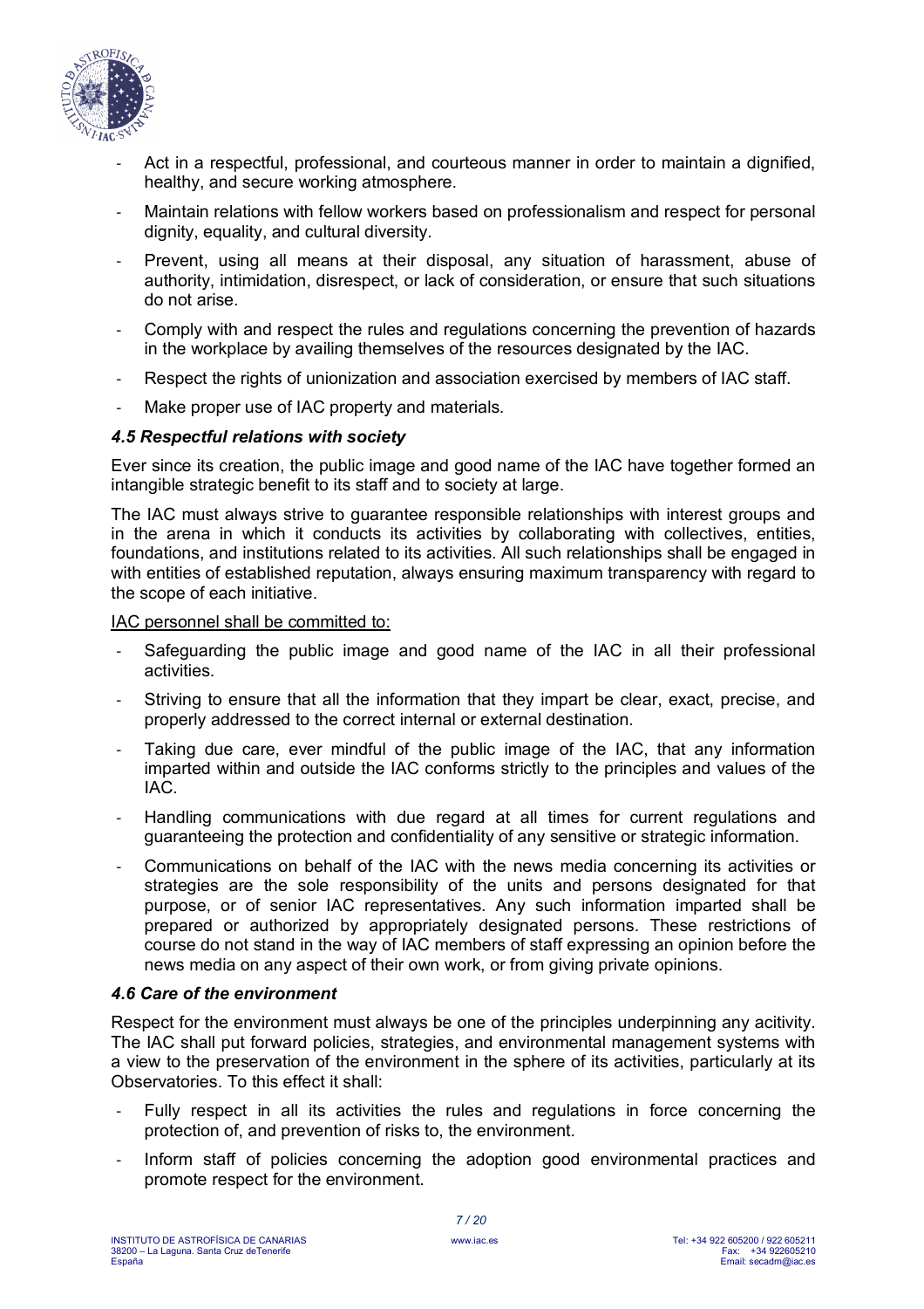- Act in a respectful, professional, and courteous manner in order to maintain a dignified, healthy, and secure working atmosphere.
- Maintain relations with fellow workers based on professionalism and respect for personal dignity, equality, and cultural diversity.
- Prevent, using all means at their disposal, any situation of harassment, abuse of authority, intimidation, disrespect, or lack of consideration, or ensure that such situations do not arise.
- Comply with and respect the rules and regulations concerning the prevention of hazards in the workplace by availing themselves of the resources designated by the IAC.
- Respect the rights of unionization and association exercised by members of IAC staff.
- Make proper use of IAC property and materials.

### *4.5 Respectful relations with society*

Ever since its creation, the public image and good name of the IAC have together formed an intangible strategic benefit to its staff and to society at large.

The IAC must always strive to guarantee responsible relationships with interest groups and in the arena in which it conducts its activities by collaborating with collectives, entities, foundations, and institutions related to its activities. All such relationships shall be engaged in with entities of established reputation, always ensuring maximum transparency with regard to the scope of each initiative.

<u>IAC personnel shall be committed to:</u>

- Safeguarding the public image and good name of the IAC in all their professional activities.
- Striving to ensure that all the information that they impart be clear, exact, precise, and properly addressed to the correct internal or external destination.
- Taking due care, ever mindful of the public image of the IAC, that any information imparted within and outside the IAC conforms strictly to the principles and values of the IAC.
- Handling communications with due regard at all times for current regulations and guaranteeing the protection and confidentiality of any sensitive or strategic information.
- Communications on behalf of the IAC with the news media concerning its activities or strategies are the sole responsibility of the units and persons designated for that purpose, or of senior IAC representatives. Any such information imparted shall be prepared or authorized by appropriately designated persons. These restrictions of course do not stand in the way of IAC members of staff expressing an opinion before the news media on any aspect of their own work, or from giving private opinions.

### *4.6 Care of the environment*

Respect for the environment must always be one of the principles underpinning any acitivity. The IAC shall put forward policies, strategies, and environmental management systems with a view to the preservation of the environment in the sphere of its activities, particularly at its Observatories. To this effect it shall:

- Fully respect in all its activities the rules and regulations in force concerning the protection of, and prevention of risks to, the environment.
- Inform staff of policies concerning the adoption good environmental practices and promote respect for the environment.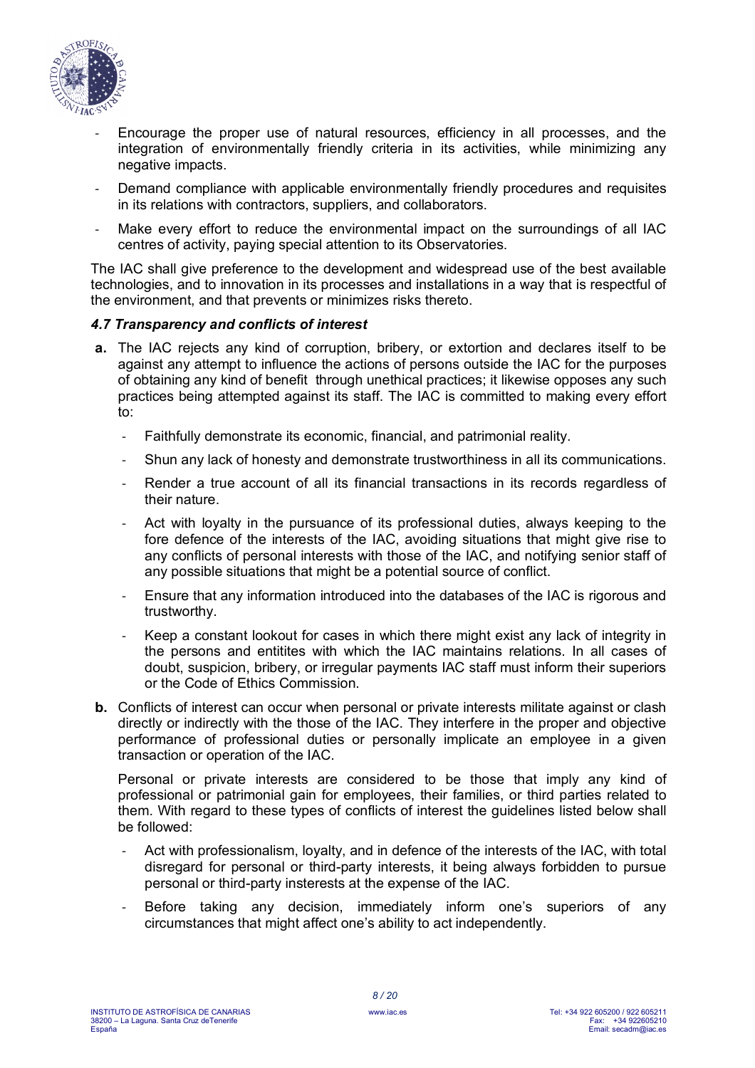- Encourage the proper use of natural resources, efficiency in all processes, and the integration of environmentally friendly criteria in its activities, while minimizing any negative impacts.
- Demand compliance with applicable environmentally friendly procedures and requisites in its relations with contractors, suppliers, and collaborators.
- Make every effort to reduce the environmental impact on the surroundings of all IAC centres of activity, paying special attention to its Observatories.

The IAC shall give preference to the development and widespread use of the best available technologies, and to innovation in its processes and installations in a way that is respectful of the environment, and that prevents or minimizes risks thereto.

#### *4.7 Transparency and conflicts of interest*

**a.** The IAC rejects any kind of corruption, bribery, or extortion and declares itself to be against any attempt to influence the actions of persons outside the IAC for the purposes of obtaining any kind of benefit through unethical practices; it likewise opposes any such practices being attempted against its staff. The IAC is committed to making every effort to:

- Faithfully demonstrate its economic, financial, and patrimonial reality.
- Shun any lack of honesty and demonstrate trustworthiness in all its communications.
- Render a true account of all its financial transactions in its records regardless of their nature.
- Act with loyalty in the pursuance of its professional duties, always keeping to the fore defence of the interests of the IAC, avoiding situations that might give rise to any conflicts of personal interests with those of the IAC, and notifying senior staff of any possible situations that might be a potential source of conflict.
- Ensure that any information introduced into the databases of the IAC is rigorous and trustworthy.
- Keep a constant lookout for cases in which there might exist any lack of integrity in the persons and entitites with which the IAC maintains relations. In all cases of doubt, suspicion, bribery, or irregular payments IAC staff must inform their superiors or the Code of Ethics Commission.

**b.** Conflicts of interest can occur when personal or private interests militate against or clash directly or indirectly with the those of the IAC. They interfere in the proper and objective performance of professional duties or personally implicate an employee in a given transaction or operation of the IAC.

Personal or private interests are considered to be those that imply any kind of professional or patrimonial gain for employees, their families, or third parties related to them. With regard to these types of conflicts of interest the guidelines listed below shall be followed:

- Act with professionalism, loyalty, and in defence of the interests of the IAC, with total disregard for personal or third-party interests, it being always forbidden to pursue personal or third-party insterests at the expense of the IAC.
- Before taking any decision, immediately inform one's superiors of any circumstances that might affect one's ability to act independently.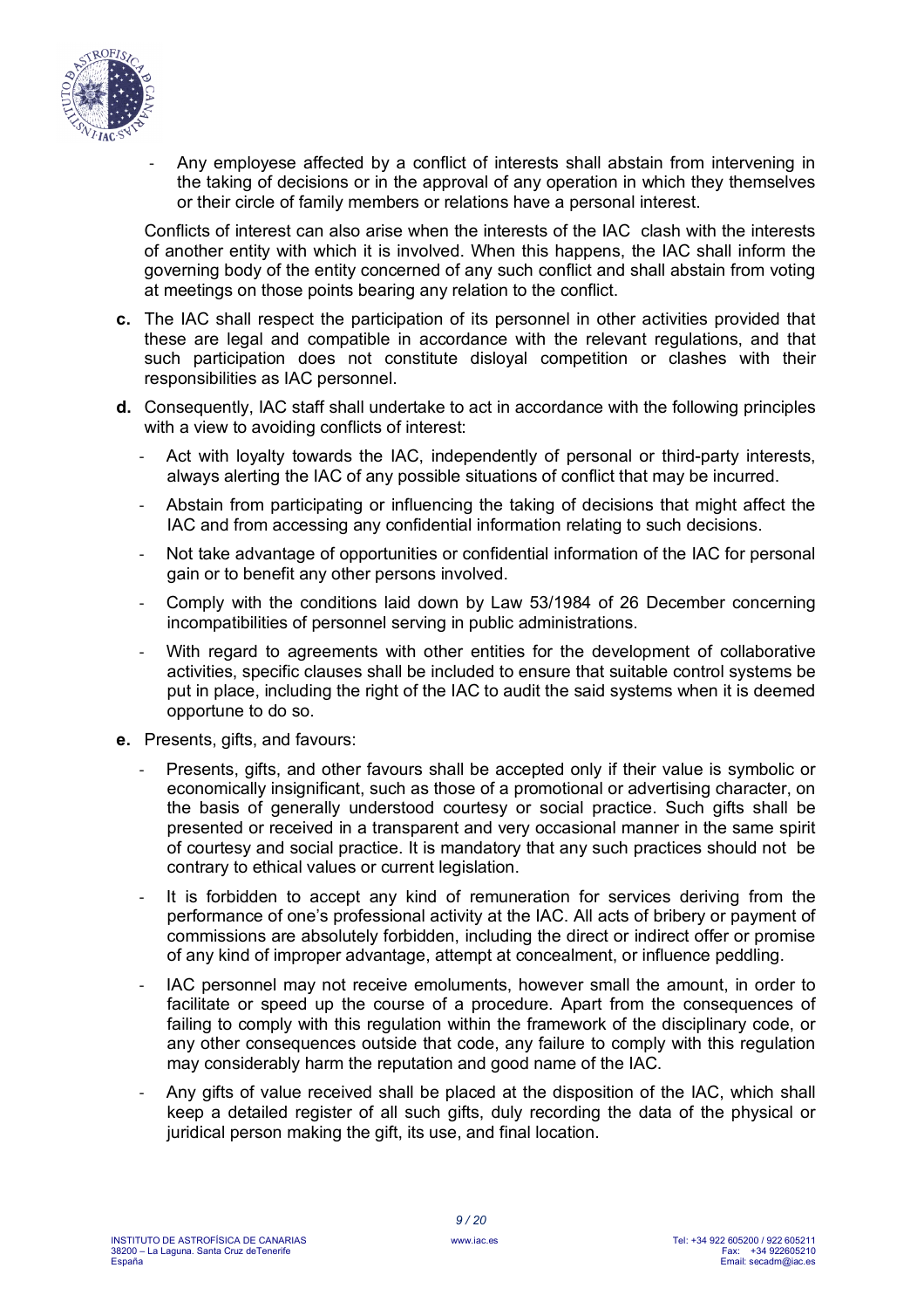- Any employese affected by a conflict of interests shall abstain from intervening in the taking of decisions or in the approval of any operation in which they themselves or their circle of family members or relations have a personal interest.

Conflicts of interest can also arise when the interests of the IAC clash with the interests of another entity with which it is involved. When this happens, the IAC shall inform the governing body of the entity concerned of any such conflict and shall abstain from voting at meetings on those points bearing any relation to the conflict.

**c.** The IAC shall respect the participation of its personnel in other activities provided that these are legal and compatible in accordance with the relevant regulations, and that such participation does not constitute disloyal competition or clashes with their responsibilities as IAC personnel.

**d.** Consequently, IAC staff shall undertake to act in accordance with the following principles with a view to avoiding conflicts of interest:

- Act with loyalty towards the IAC, independently of personal or third-party interests, always alerting the IAC of any possible situations of conflict that may be incurred.
- Abstain from participating or influencing the taking of decisions that might affect the IAC and from accessing any confidential information relating to such decisions.
- Not take advantage of opportunities or confidential information of the IAC for personal gain or to benefit any other persons involved.
- Comply with the conditions laid down by Law 53/1984 of 26 December concerning incompatibilities of personnel serving in public administrations.
- With regard to agreements with other entities for the development of collaborative activities, specific clauses shall be included to ensure that suitable control systems be put in place, including the right of the IAC to audit the said systems when it is deemed opportune to do so.

**e.** Presents, gifts, and favours:

- Presents, gifts, and other favours shall be accepted only if their value is symbolic or economically insignificant, such as those of a promotional or advertising character, on the basis of generally understood courtesy or social practice. Such gifts shall be presented or received in a transparent and very occasional manner in the same spirit of courtesy and social practice. It is mandatory that any such practices should not be contrary to ethical values or current legislation.
- It is forbidden to accept any kind of remuneration for services deriving from the performance of one's professional activity at the IAC. All acts of bribery or payment of commissions are absolutely forbidden, including the direct or indirect offer or promise of any kind of improper advantage, attempt at concealment, or influence peddling.
- IAC personnel may not receive emoluments, however small the amount, in order to facilitate or speed up the course of a procedure. Apart from the consequences of failing to comply with this regulation within the framework of the disciplinary code, or any other consequences outside that code, any failure to comply with this regulation may considerably harm the reputation and good name of the IAC.
- Any gifts of value received shall be placed at the disposition of the IAC, which shall keep a detailed register of all such gifts, duly recording the data of the physical or juridical person making the gift, its use, and final location.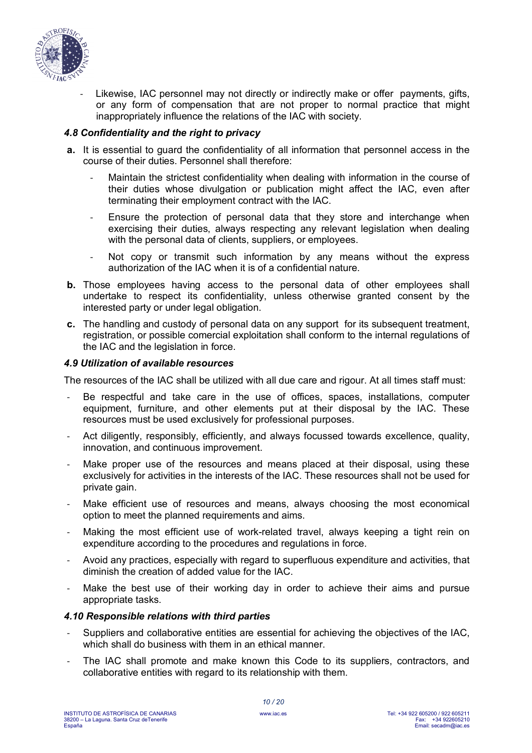- Likewise, IAC personnel may not directly or indirectly make or offer payments, gifts, or any form of compensation that are not proper to normal practice that might inappropriately influence the relations of the IAC with society.

### *4.8 Confidentiality and the right to privacy*

**a.** It is essential to guard the confidentiality of all information that personnel access in the course of their duties. Personnel shall therefore:

- Maintain the strictest confidentiality when dealing with information in the course of their duties whose divulgation or publication might affect the IAC, even after terminating their employment contract with the IAC.
- Ensure the protection of personal data that they store and interchange when exercising their duties, always respecting any relevant legislation when dealing with the personal data of clients, suppliers, or employees.
- Not copy or transmit such information by any means without the express authorization of the IAC when it is of a confidential nature.

**b.** Those employees having access to the personal data of other employees shall undertake to respect its confidentiality, unless otherwise granted consent by the interested party or under legal obligation.

**c.** The handling and custody of personal data on any support for its subsequent treatment, registration, or possible comercial exploitation shall conform to the internal regulations of the IAC and the legislation in force.

### *4.9 Utilization of available resources*

The resources of the IAC shall be utilized with all due care and rigour. At all times staff must:

- Be respectful and take care in the use of offices, spaces, installations, computer equipment, furniture, and other elements put at their disposal by the IAC. These resources must be used exclusively for professional purposes.
- Act diligently, responsibly, efficiently, and always focussed towards excellence, quality, innovation, and continuous improvement.
- Make proper use of the resources and means placed at their disposal, using these exclusively for activities in the interests of the IAC. These resources shall not be used for private gain.
- Make efficient use of resources and means, always choosing the most economical option to meet the planned requirements and aims.
- Making the most efficient use of work-related travel, always keeping a tight rein on expenditure according to the procedures and regulations in force.
- Avoid any practices, especially with regard to superfluous expenditure and activities, that diminish the creation of added value for the IAC.
- Make the best use of their working day in order to achieve their aims and pursue appropriate tasks.

### *4.10 Responsible relations with third parties*

- Suppliers and collaborative entities are essential for achieving the objectives of the IAC, which shall do business with them in an ethical manner.
- The IAC shall promote and make known this Code to its suppliers, contractors, and collaborative entities with regard to its relationship with them.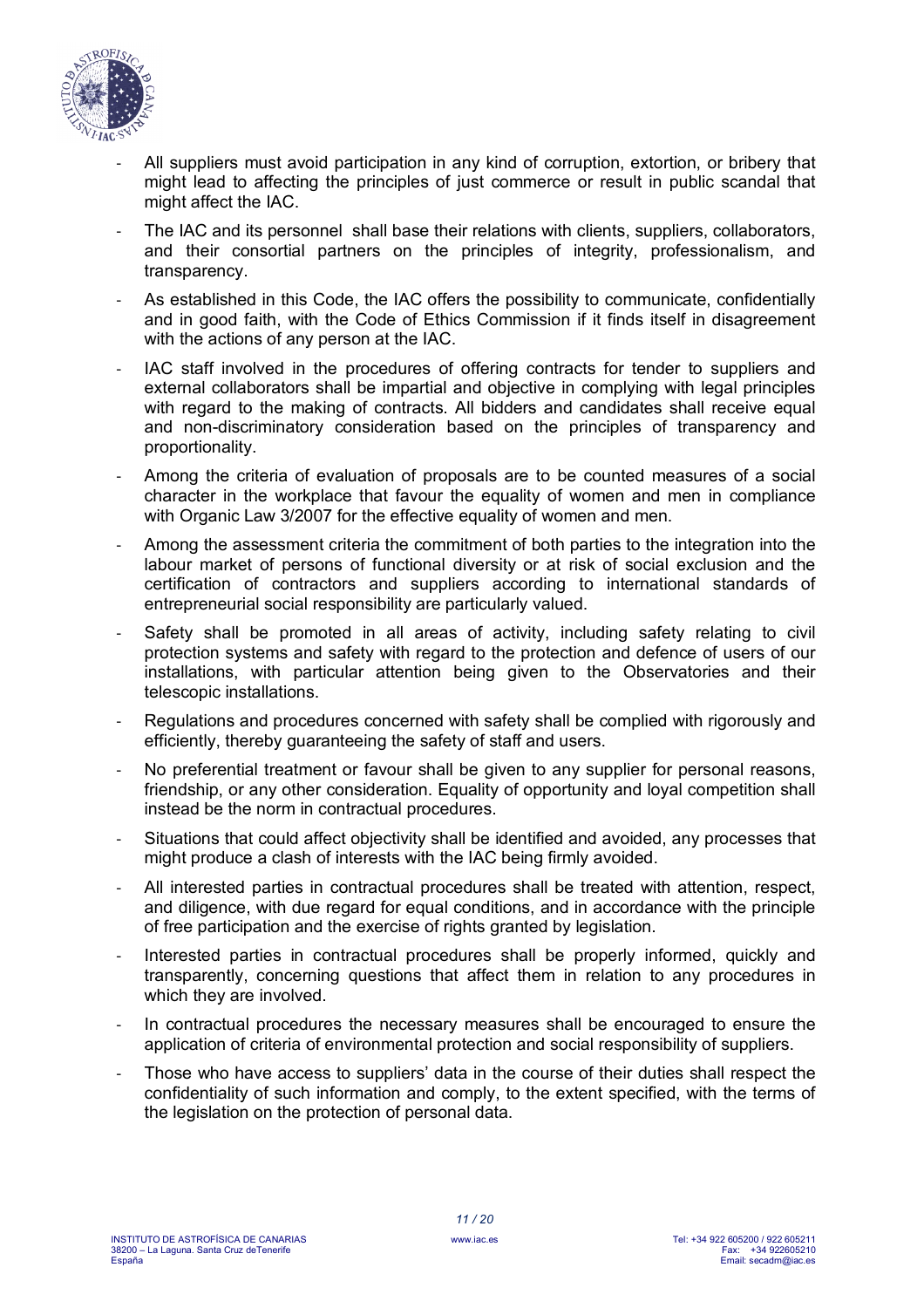- All suppliers must avoid participation in any kind of corruption, extortion, or bribery that might lead to affecting the principles of just commerce or result in public scandal that might affect the IAC.
- The IAC and its personnel shall base their relations with clients, suppliers, collaborators, and their consortial partners on the principles of integrity, professionalism, and transparency.
- As established in this Code, the IAC offers the possibility to communicate, confidentially and in good faith, with the Code of Ethics Commission if it finds itself in disagreement with the actions of any person at the IAC.
- IAC staff involved in the procedures of offering contracts for tender to suppliers and external collaborators shall be impartial and objective in complying with legal principles with regard to the making of contracts. All bidders and candidates shall receive equal and non-discriminatory consideration based on the principles of transparency and proportionality.
- Among the criteria of evaluation of proposals are to be counted measures of a social character in the workplace that favour the equality of women and men in compliance with Organic Law 3/2007 for the effective equality of women and men.
- Among the assessment criteria the commitment of both parties to the integration into the labour market of persons of functional diversity or at risk of social exclusion and the certification of contractors and suppliers according to international standards of entrepreneurial social responsibility are particularly valued.
- Safety shall be promoted in all areas of activity, including safety relating to civil protection systems and safety with regard to the protection and defence of users of our installations, with particular attention being given to the Observatories and their telescopic installations.
- Regulations and procedures concerned with safety shall be complied with rigorously and efficiently, thereby guaranteeing the safety of staff and users.
- No preferential treatment or favour shall be given to any supplier for personal reasons, friendship, or any other consideration. Equality of opportunity and loyal competition shall instead be the norm in contractual procedures.
- Situations that could affect objectivity shall be identified and avoided, any processes that might produce a clash of interests with the IAC being firmly avoided.
- All interested parties in contractual procedures shall be treated with attention, respect, and diligence, with due regard for equal conditions, and in accordance with the principle of free participation and the exercise of rights granted by legislation.
- Interested parties in contractual procedures shall be properly informed, quickly and transparently, concerning questions that affect them in relation to any procedures in which they are involved.
- In contractual procedures the necessary measures shall be encouraged to ensure the application of criteria of environmental protection and social responsibility of suppliers.
- Those who have access to suppliers' data in the course of their duties shall respect the confidentiality of such information and comply, to the extent specified, with the terms of the legislation on the protection of personal data.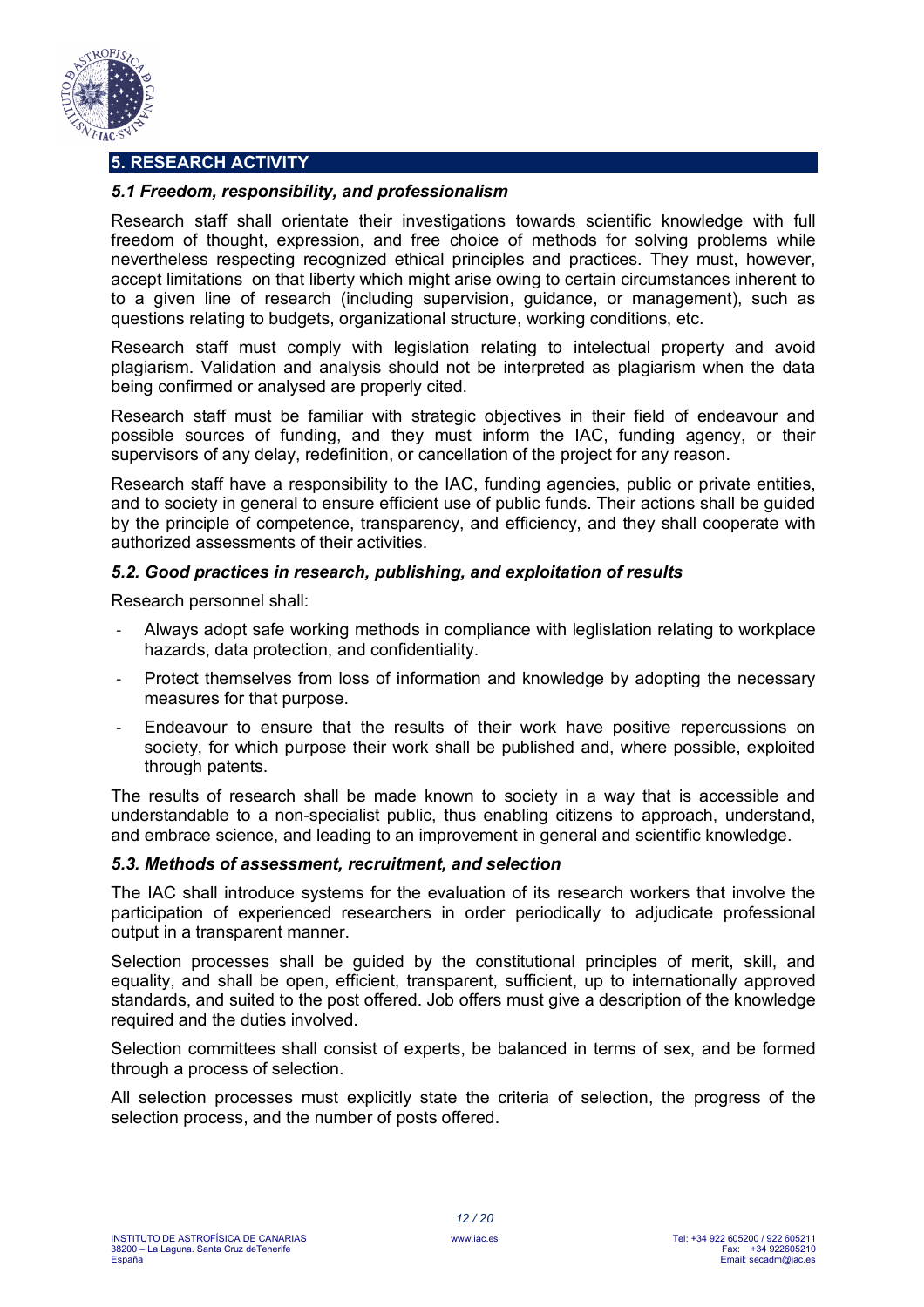## 5. RESEARCH ACTIVITY

### *5.1 Freedom, responsibility, and professionalism*

Research staff shall orientate their investigations towards scientific knowledge with full freedom of thought, expression, and free choice of methods for solving problems while nevertheless respecting recognized ethical principles and practices. They must, however, accept limitations on that liberty which might arise owing to certain circumstances inherent to to a given line of research (including supervision, guidance, or management), such as questions relating to budgets, organizational structure, working conditions, etc.

Research staff must comply with legislation relating to intelectual property and avoid plagiarism. Validation and analysis should not be interpreted as plagiarism when the data being confirmed or analysed are properly cited.

Research staff must be familiar with strategic objectives in their field of endeavour and possible sources of funding, and they must inform the IAC, funding agency, or their supervisors of any delay, redefinition, or cancellation of the project for any reason.

Research staff have a responsibility to the IAC, funding agencies, public or private entities, and to society in general to ensure efficient use of public funds. Their actions shall be guided by the principle of competence, transparency, and efficiency, and they shall cooperate with authorized assessments of their activities.

### *5.2. Good practices in research, publishing, and exploitation of results*

Research personnel shall:

- Always adopt safe working methods in compliance with leglislation relating to workplace hazards, data protection, and confidentiality.
- Protect themselves from loss of information and knowledge by adopting the necessary measures for that purpose.
- Endeavour to ensure that the results of their work have positive repercussions on society, for which purpose their work shall be published and, where possible, exploited through patents.

The results of research shall be made known to society in a way that is accessible and understandable to a non-specialist public, thus enabling citizens to approach, understand, and embrace science, and leading to an improvement in general and scientific knowledge.

### *5.3. Methods of assessment, recruitment, and selection*

The IAC shall introduce systems for the evaluation of its research workers that involve the participation of experienced researchers in order periodically to adjudicate professional output in a transparent manner.

Selection processes shall be guided by the constitutional principles of merit, skill, and equality, and shall be open, efficient, transparent, sufficient, up to internationally approved standards, and suited to the post offered. Job offers must give a description of the knowledge required and the duties involved.

Selection committees shall consist of experts, be balanced in terms of sex, and be formed through a process of selection.

All selection processes must explicitly state the criteria of selection, the progress of the selection process, and the number of posts offered.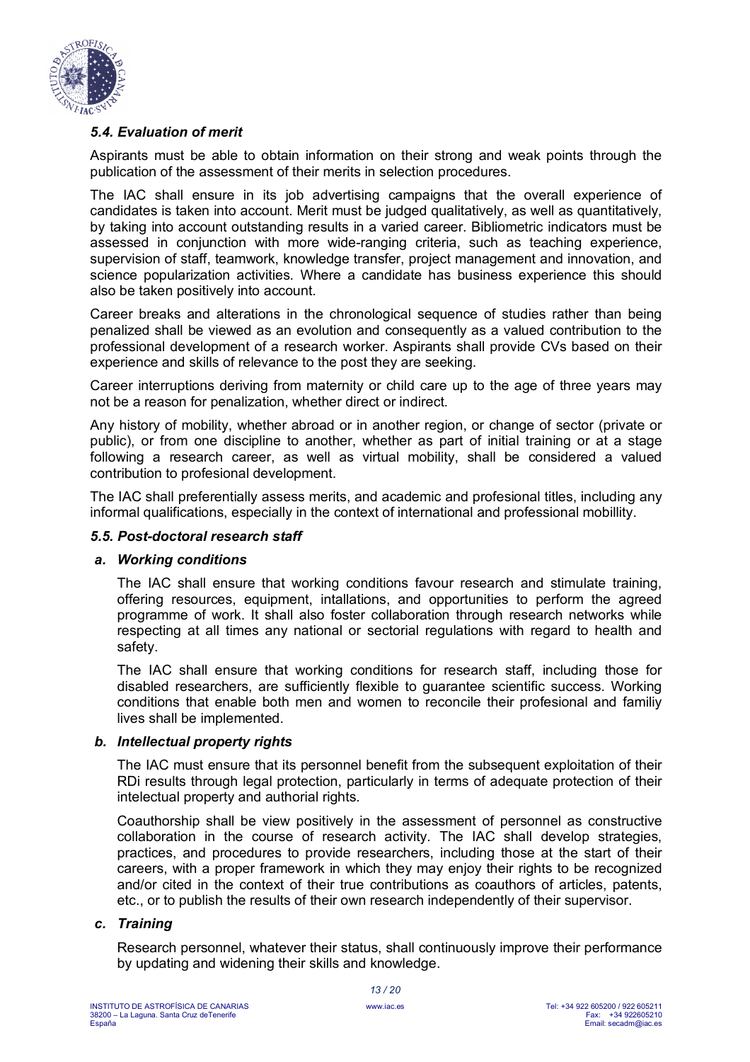### *5.4. Evaluation of merit*

Aspirants must be able to obtain information on their strong and weak points through the publication of the assessment of their merits in selection procedures.

The IAC shall ensure in its job advertising campaigns that the overall experience of candidates is taken into account. Merit must be judged qualitatively, as well as quantitatively, by taking into account outstanding results in a varied career. Bibliometric indicators must be assessed in conjunction with more wide-ranging criteria, such as teaching experience, supervision of staff, teamwork, knowledge transfer, project management and innovation, and science popularization activities. Where a candidate has business experience this should also be taken positively into account.

Career breaks and alterations in the chronological sequence of studies rather than being penalized shall be viewed as an evolution and consequently as a valued contribution to the professional development of a research worker. Aspirants shall provide CVs based on their experience and skills of relevance to the post they are seeking.

Career interruptions deriving from maternity or child care up to the age of three years may not be a reason for penalization, whether direct or indirect.

Any history of mobility, whether abroad or in another region, or change of sector (private or public), or from one discipline to another, whether as part of initial training or at a stage following a research career, as well as virtual mobility, shall be considered a valued contribution to profesional development.

The IAC shall preferentially assess merits, and academic and profesional titles, including any informal qualifications, especially in the context of international and professional mobillity.

### *5.5. Post-doctoral research staff*

#### *a. Working conditions*

The IAC shall ensure that working conditions favour research and stimulate training, offering resources, equipment, intallations, and opportunities to perform the agreed programme of work. It shall also foster collaboration through research networks while respecting at all times any national or sectorial regulations with regard to health and safety.

The IAC shall ensure that working conditions for research staff, including those for disabled researchers, are sufficiently flexible to guarantee scientific success. Working conditions that enable both men and women to reconcile their profesional and familiy lives shall be implemented.

#### *b. Intellectual property rights*

The IAC must ensure that its personnel benefit from the subsequent exploitation of their RDi results through legal protection, particularly in terms of adequate protection of their intelectual property and authorial rights.

Coauthorship shall be view positively in the assessment of personnel as constructive collaboration in the course of research activity. The IAC shall develop strategies, practices, and procedures to provide researchers, including those at the start of their careers, with a proper framework in which they may enjoy their rights to be recognized and/or cited in the context of their true contributions as coauthors of articles, patents, etc., or to publish the results of their own research independently of their supervisor.

#### *c. Training*

Research personnel, whatever their status, shall continuously improve their performance by updating and widening their skills and knowledge.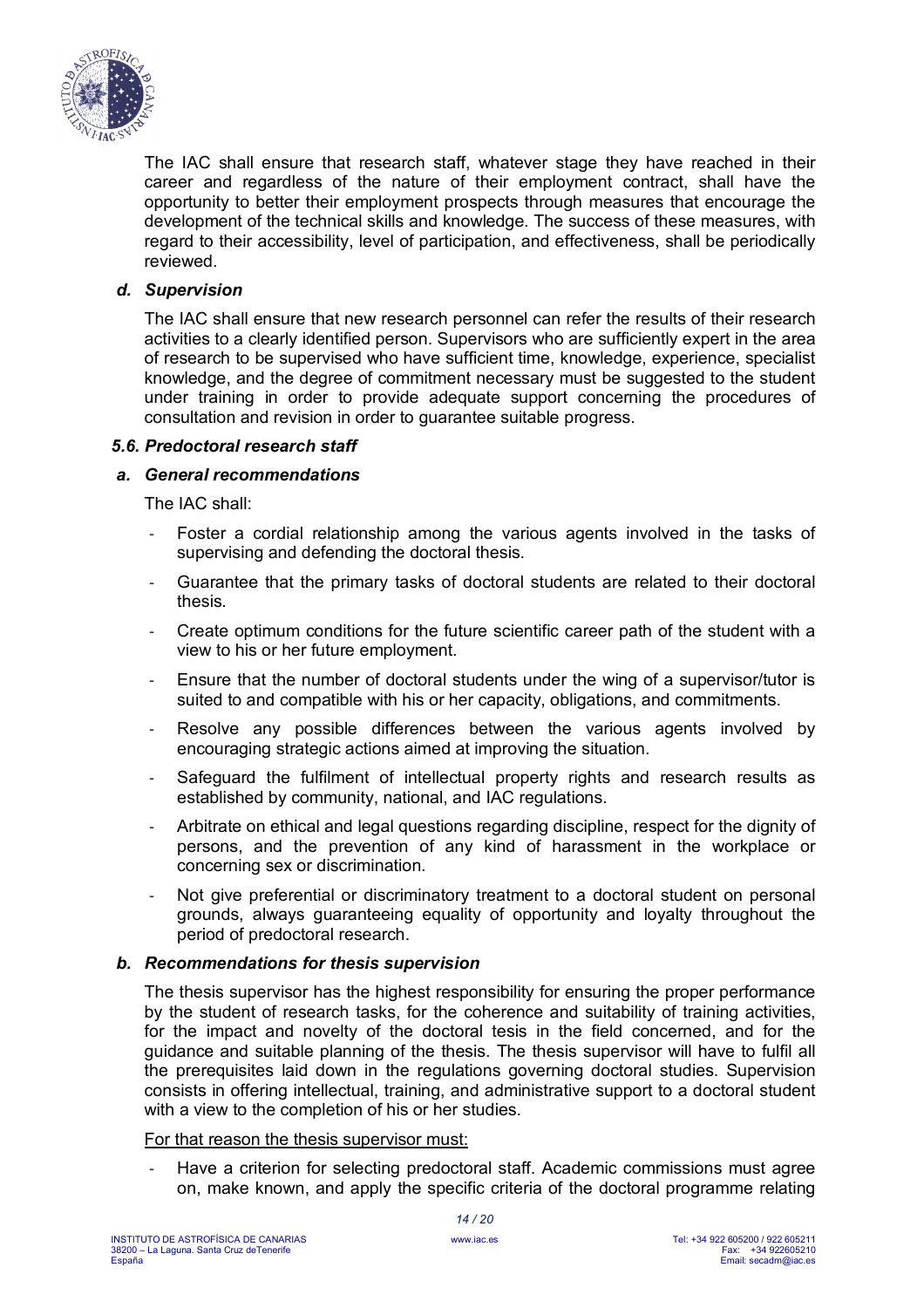The IAC shall ensure that research staff, whatever stage they have reached in their career and regardless of the nature of their employment contract, shall have the opportunity to better their employment prospects through measures that encourage the development of the technical skills and knowledge. The success of these measures, with regard to their accessibility, level of participation, and effectiveness, shall be periodically reviewed.

#### *d. Supervision*

The IAC shall ensure that new research personnel can refer the results of their research activities to a clearly identified person. Supervisors who are sufficiently expert in the area of research to be supervised who have sufficient time, knowledge, experience, specialist knowledge, and the degree of commitment necessary must be suggested to the student under training in order to provide adequate support concerning the procedures of consultation and revision in order to guarantee suitable progress.

### *5.6. Predoctoral research staff*

#### *a. General recommendations*

The IAC shall:

- Foster a cordial relationship among the various agents involved in the tasks of supervising and defending the doctoral thesis.
- Guarantee that the primary tasks of doctoral students are related to their doctoral thesis.
- Create optimum conditions for the future scientific career path of the student with a view to his or her future employment.
- Ensure that the number of doctoral students under the wing of a supervisor/tutor is suited to and compatible with his or her capacity, obligations, and commitments.
- Resolve any possible differences between the various agents involved by encouraging strategic actions aimed at improving the situation.
- Safeguard the fulfilment of intellectual property rights and research results as established by community, national, and IAC regulations.
- Arbitrate on ethical and legal questions regarding discipline, respect for the dignity of persons, and the prevention of any kind of harassment in the workplace or concerning sex or discrimination.
- Not give preferential or discriminatory treatment to a doctoral student on personal grounds, always guaranteeing equality of opportunity and loyalty throughout the period of predoctoral research.

#### *b. Recommendations for thesis supervision*

The thesis supervisor has the highest responsibility for ensuring the proper performance by the student of research tasks, for the coherence and suitability of training activities, for the impact and novelty of the doctoral tesis in the field concerned, and for the guidance and suitable planning of the thesis. The thesis supervisor will have to fulfil all the prerequisites laid down in the regulations governing doctoral studies. Supervision consists in offering intellectual, training, and administrative support to a doctoral student with a view to the completion of his or her studies.

<u>For that reason the thesis supervisor must:</u>

- Have a criterion for selecting predoctoral staff. Academic commissions must agree on, make known, and apply the specific criteria of the doctoral programme relating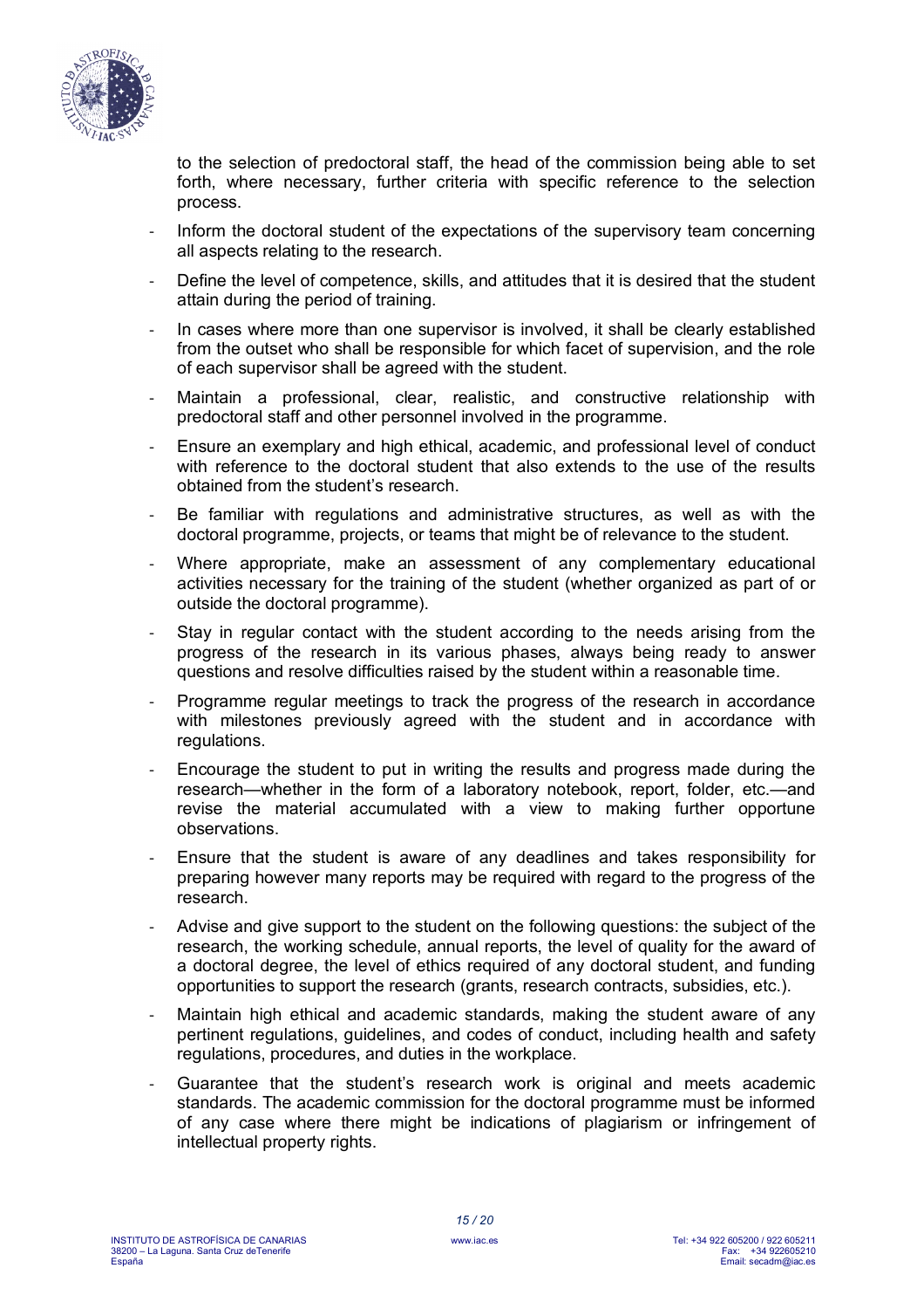to the selection of predoctoral staff, the head of the commission being able to set forth, where necessary, further criteria with specific reference to the selection process.

- Inform the doctoral student of the expectations of the supervisory team concerning all aspects relating to the research.
- Define the level of competence, skills, and attitudes that it is desired that the student attain during the period of training.
- In cases where more than one supervisor is involved, it shall be clearly established from the outset who shall be responsible for which facet of supervision, and the role of each supervisor shall be agreed with the student.
- Maintain a professional, clear, realistic, and constructive relationship with predoctoral staff and other personnel involved in the programme.
- Ensure an exemplary and high ethical, academic, and professional level of conduct with reference to the doctoral student that also extends to the use of the results obtained from the student's research.
- Be familiar with regulations and administrative structures, as well as with the doctoral programme, projects, or teams that might be of relevance to the student.
- Where appropriate, make an assessment of any complementary educational activities necessary for the training of the student (whether organized as part of or outside the doctoral programme).
- Stay in regular contact with the student according to the needs arising from the progress of the research in its various phases, always being ready to answer questions and resolve difficulties raised by the student within a reasonable time.
- Programme regular meetings to track the progress of the research in accordance with milestones previously agreed with the student and in accordance with regulations.
- Encourage the student to put in writing the results and progress made during the research—whether in the form of a laboratory notebook, report, folder, etc.—and revise the material accumulated with a view to making further opportune observations.
- Ensure that the student is aware of any deadlines and takes responsibility for preparing however many reports may be required with regard to the progress of the research.
- Advise and give support to the student on the following questions: the subject of the research, the working schedule, annual reports, the level of quality for the award of a doctoral degree, the level of ethics required of any doctoral student, and funding opportunities to support the research (grants, research contracts, subsidies, etc.).
- Maintain high ethical and academic standards, making the student aware of any pertinent regulations, guidelines, and codes of conduct, including health and safety regulations, procedures, and duties in the workplace.
- Guarantee that the student's research work is original and meets academic standards. The academic commission for the doctoral programme must be informed of any case where there might be indications of plagiarism or infringement of intellectual property rights.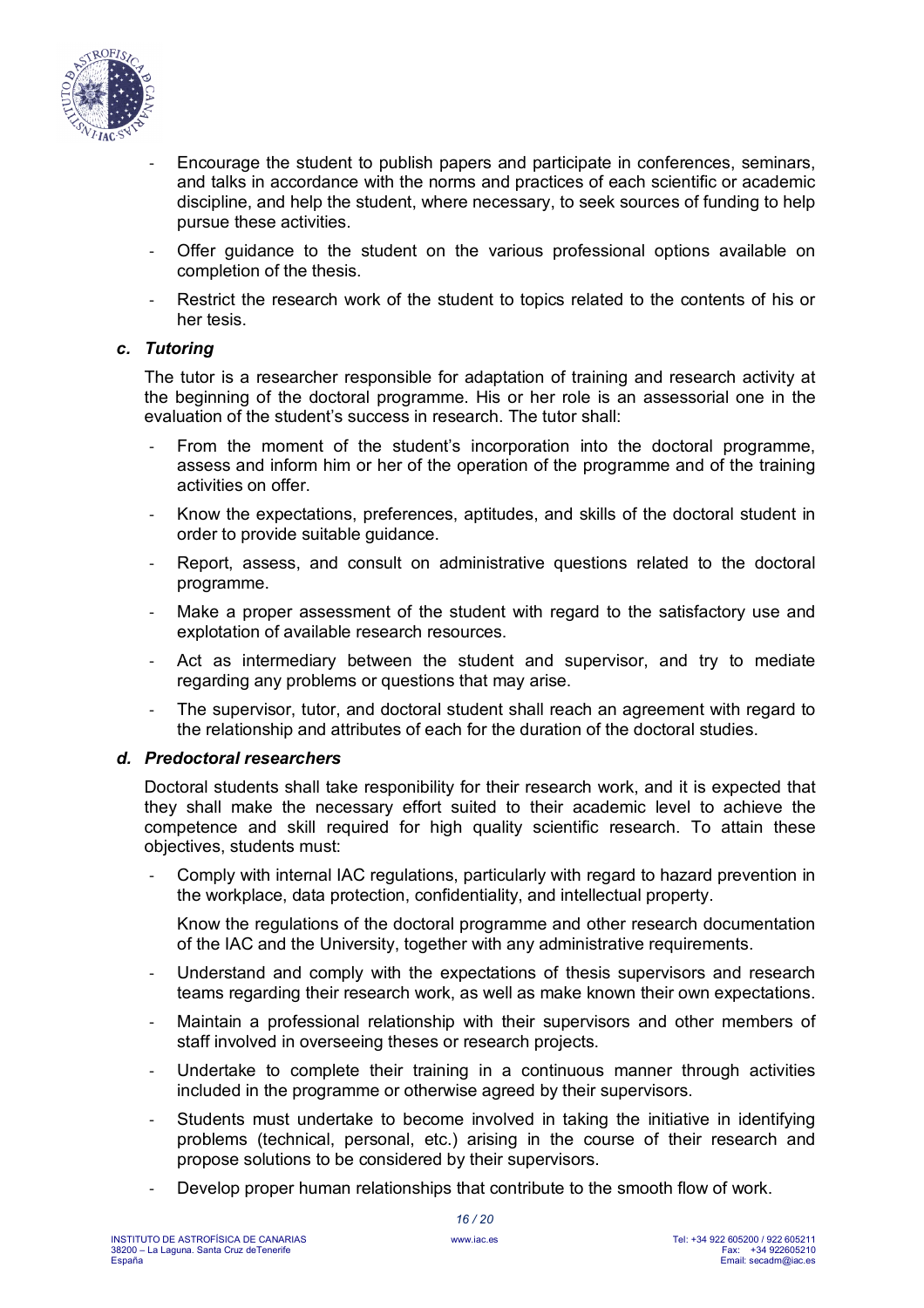- Encourage the student to publish papers and participate in conferences, seminars, and talks in accordance with the norms and practices of each scientific or academic discipline, and help the student, where necessary, to seek sources of funding to help pursue these activities.
- Offer guidance to the student on the various professional options available on completion of the thesis.
- Restrict the research work of the student to topics related to the contents of his or her tesis.

### c. *Tutoring*

The tutor is a researcher responsible for adaptation of training and research activity at the beginning of the doctoral programme. His or her role is an assessorial one in the evaluation of the student's success in research. The tutor shall:

- From the moment of the student's incorporation into the doctoral programme, assess and inform him or her of the operation of the programme and of the training activities on offer.
- Know the expectations, preferences, aptitudes, and skills of the doctoral student in order to provide suitable guidance.
- Report, assess, and consult on administrative questions related to the doctoral programme.
- Make a proper assessment of the student with regard to the satisfactory use and explotation of available research resources.
- Act as intermediary between the student and supervisor, and try to mediate regarding any problems or questions that may arise.
- The supervisor, tutor, and doctoral student shall reach an agreement with regard to the relationship and attributes of each for the duration of the doctoral studies.

### d. *Predoctoral researchers*

Doctoral students shall take responibility for their research work, and it is expected that they shall make the necessary effort suited to their academic level to achieve the competence and skill required for high quality scientific research. To attain these objectives, students must:

- Comply with internal IAC regulations, particularly with regard to hazard prevention in the workplace, data protection, confidentiality, and intellectual property.

  Know the regulations of the doctoral programme and other research documentation of the IAC and the University, together with any administrative requirements.
- Understand and comply with the expectations of thesis supervisors and research teams regarding their research work, as well as make known their own expectations.
- Maintain a professional relationship with their supervisors and other members of staff involved in overseeing theses or research projects.
- Undertake to complete their training in a continuous manner through activities included in the programme or otherwise agreed by their supervisors.
- Students must undertake to become involved in taking the initiative in identifying problems (technical, personal, etc.) arising in the course of their research and propose solutions to be considered by their supervisors.
- Develop proper human relationships that contribute to the smooth flow of work.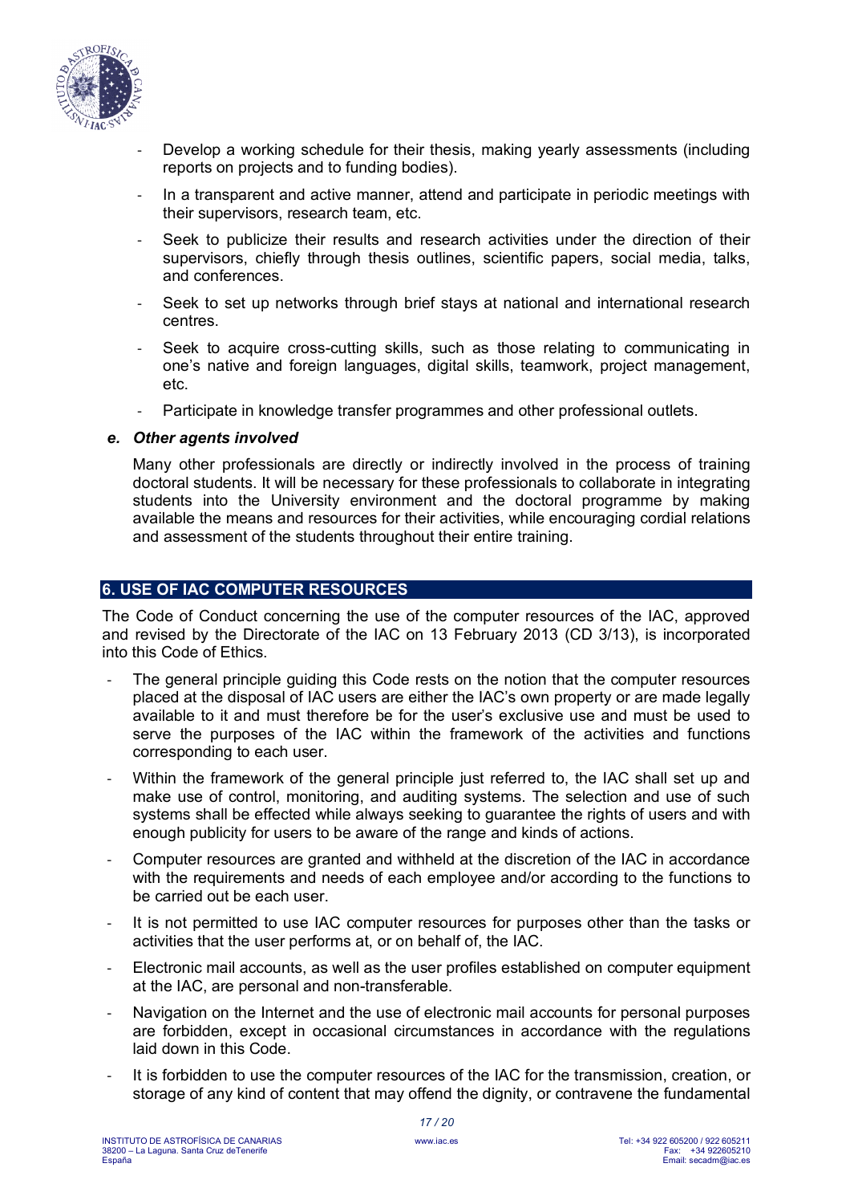- Develop a working schedule for their thesis, making yearly assessments (including reports on projects and to funding bodies).
- In a transparent and active manner, attend and participate in periodic meetings with their supervisors, research team, etc.
- Seek to publicize their results and research activities under the direction of their supervisors, chiefly through thesis outlines, scientific papers, social media, talks, and conferences.
- Seek to set up networks through brief stays at national and international research centres.
- Seek to acquire cross-cutting skills, such as those relating to communicating in one's native and foreign languages, digital skills, teamwork, project management, etc.
- Participate in knowledge transfer programmes and other professional outlets.

***e. Other agents involved***

Many other professionals are directly or indirectly involved in the process of training doctoral students. It will be necessary for these professionals to collaborate in integrating students into the University environment and the doctoral programme by making available the means and resources for their activities, while encouraging cordial relations and assessment of the students throughout their entire training.

## 6. USE OF IAC COMPUTER RESOURCES

The Code of Conduct concerning the use of the computer resources of the IAC, approved and revised by the Directorate of the IAC on 13 February 2013 (CD 3/13), is incorporated into this Code of Ethics.

- The general principle guiding this Code rests on the notion that the computer resources placed at the disposal of IAC users are either the IAC's own property or are made legally available to it and must therefore be for the user's exclusive use and must be used to serve the purposes of the IAC within the framework of the activities and functions corresponding to each user.
- Within the framework of the general principle just referred to, the IAC shall set up and make use of control, monitoring, and auditing systems. The selection and use of such systems shall be effected while always seeking to guarantee the rights of users and with enough publicity for users to be aware of the range and kinds of actions.
- Computer resources are granted and withheld at the discretion of the IAC in accordance with the requirements and needs of each employee and/or according to the functions to be carried out be each user.
- It is not permitted to use IAC computer resources for purposes other than the tasks or activities that the user performs at, or on behalf of, the IAC.
- Electronic mail accounts, as well as the user profiles established on computer equipment at the IAC, are personal and non-transferable.
- Navigation on the Internet and the use of electronic mail accounts for personal purposes are forbidden, except in occasional circumstances in accordance with the regulations laid down in this Code.
- It is forbidden to use the computer resources of the IAC for the transmission, creation, or storage of any kind of content that may offend the dignity, or contravene the fundamental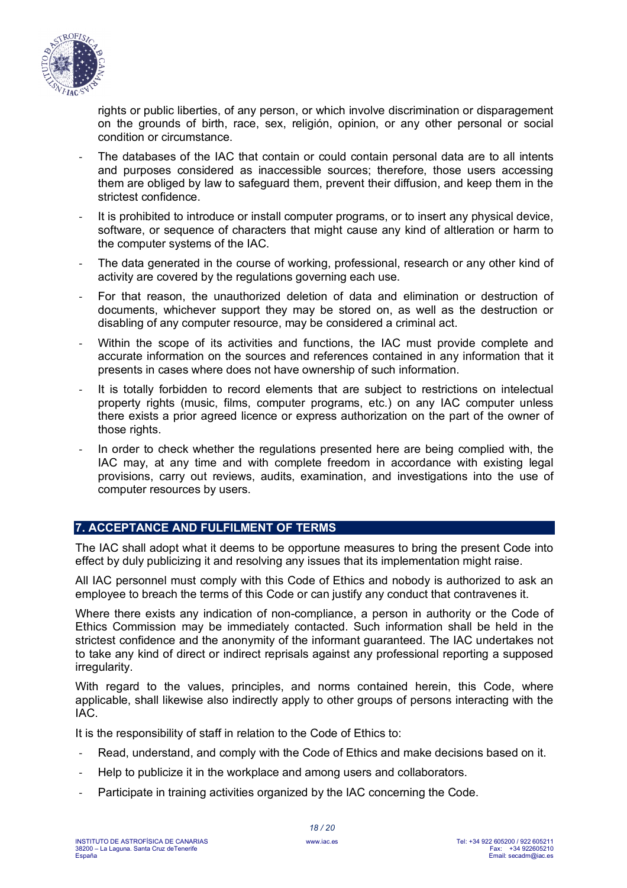rights or public liberties, of any person, or which involve discrimination or disparagement on the grounds of birth, race, sex, religión, opinion, or any other personal or social condition or circumstance.

- The databases of the IAC that contain or could contain personal data are to all intents and purposes considered as inaccessible sources; therefore, those users accessing them are obliged by law to safeguard them, prevent their diffusion, and keep them in the strictest confidence.
- It is prohibited to introduce or install computer programs, or to insert any physical device, software, or sequence of characters that might cause any kind of altleration or harm to the computer systems of the IAC.
- The data generated in the course of working, professional, research or any other kind of activity are covered by the regulations governing each use.
- For that reason, the unauthorized deletion of data and elimination or destruction of documents, whichever support they may be stored on, as well as the destruction or disabling of any computer resource, may be considered a criminal act.
- Within the scope of its activities and functions, the IAC must provide complete and accurate information on the sources and references contained in any information that it presents in cases where does not have ownership of such information.
- It is totally forbidden to record elements that are subject to restrictions on intelectual property rights (music, films, computer programs, etc.) on any IAC computer unless there exists a prior agreed licence or express authorization on the part of the owner of those rights.
- In order to check whether the regulations presented here are being complied with, the IAC may, at any time and with complete freedom in accordance with existing legal provisions, carry out reviews, audits, examination, and investigations into the use of computer resources by users.

## 7. ACCEPTANCE AND FULFILMENT OF TERMS

The IAC shall adopt what it deems to be opportune measures to bring the present Code into effect by duly publicizing it and resolving any issues that its implementation might raise.

All IAC personnel must comply with this Code of Ethics and nobody is authorized to ask an employee to breach the terms of this Code or can justify any conduct that contravenes it.

Where there exists any indication of non-compliance, a person in authority or the Code of Ethics Commission may be immediately contacted. Such information shall be held in the strictest confidence and the anonymity of the informant guaranteed. The IAC undertakes not to take any kind of direct or indirect reprisals against any professional reporting a supposed irregularity.

With regard to the values, principles, and norms contained herein, this Code, where applicable, shall likewise also indirectly apply to other groups of persons interacting with the IAC.

It is the responsibility of staff in relation to the Code of Ethics to:

- Read, understand, and comply with the Code of Ethics and make decisions based on it.
- Help to publicize it in the workplace and among users and collaborators.
- Participate in training activities organized by the IAC concerning the Code.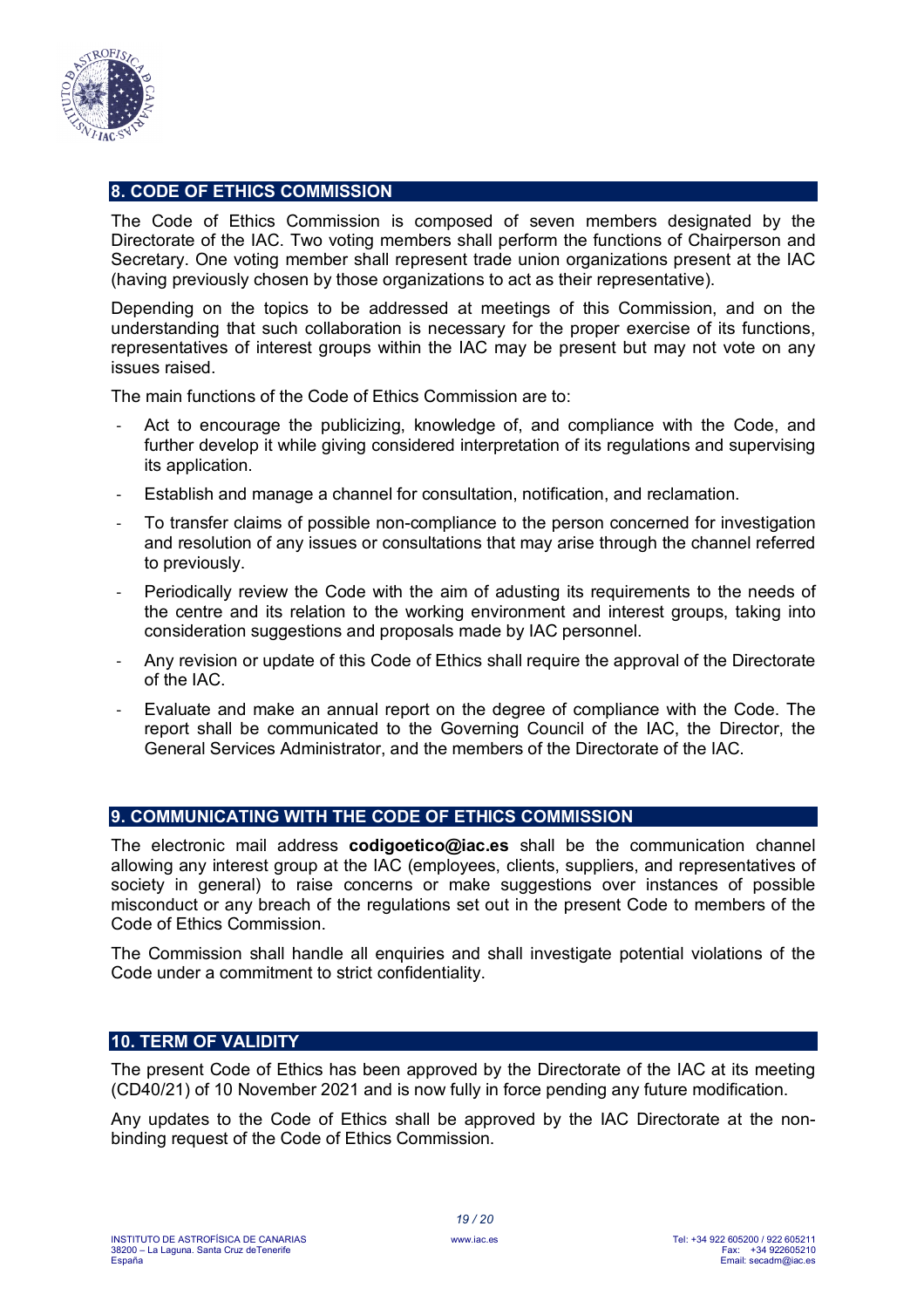## 8. CODE OF ETHICS COMMISSION

The Code of Ethics Commission is composed of seven members designated by the Directorate of the IAC. Two voting members shall perform the functions of Chairperson and Secretary. One voting member shall represent trade union organizations present at the IAC (having previously chosen by those organizations to act as their representative).

Depending on the topics to be addressed at meetings of this Commission, and on the understanding that such collaboration is necessary for the proper exercise of its functions, representatives of interest groups within the IAC may be present but may not vote on any issues raised.

The main functions of the Code of Ethics Commission are to:

- Act to encourage the publicizing, knowledge of, and compliance with the Code, and further develop it while giving considered interpretation of its regulations and supervising its application.
- Establish and manage a channel for consultation, notification, and reclamation.
- To transfer claims of possible non-compliance to the person concerned for investigation and resolution of any issues or consultations that may arise through the channel referred to previously.
- Periodically review the Code with the aim of adusting its requirements to the needs of the centre and its relation to the working environment and interest groups, taking into consideration suggestions and proposals made by IAC personnel.
- Any revision or update of this Code of Ethics shall require the approval of the Directorate of the IAC.
- Evaluate and make an annual report on the degree of compliance with the Code. The report shall be communicated to the Governing Council of the IAC, the Director, the General Services Administrator, and the members of the Directorate of the IAC.

## 9. COMMUNICATING WITH THE CODE OF ETHICS COMMISSION

The electronic mail address **codigoetico@iac.es** shall be the communication channel allowing any interest group at the IAC (employees, clients, suppliers, and representatives of society in general) to raise concerns or make suggestions over instances of possible misconduct or any breach of the regulations set out in the present Code to members of the Code of Ethics Commission.

The Commission shall handle all enquiries and shall investigate potential violations of the Code under a commitment to strict confidentiality.

## 10. TERM OF VALIDITY

The present Code of Ethics has been approved by the Directorate of the IAC at its meeting (CD40/21) of 10 November 2021 and is now fully in force pending any future modification.

Any updates to the Code of Ethics shall be approved by the IAC Directorate at the non-binding request of the Code of Ethics Commission.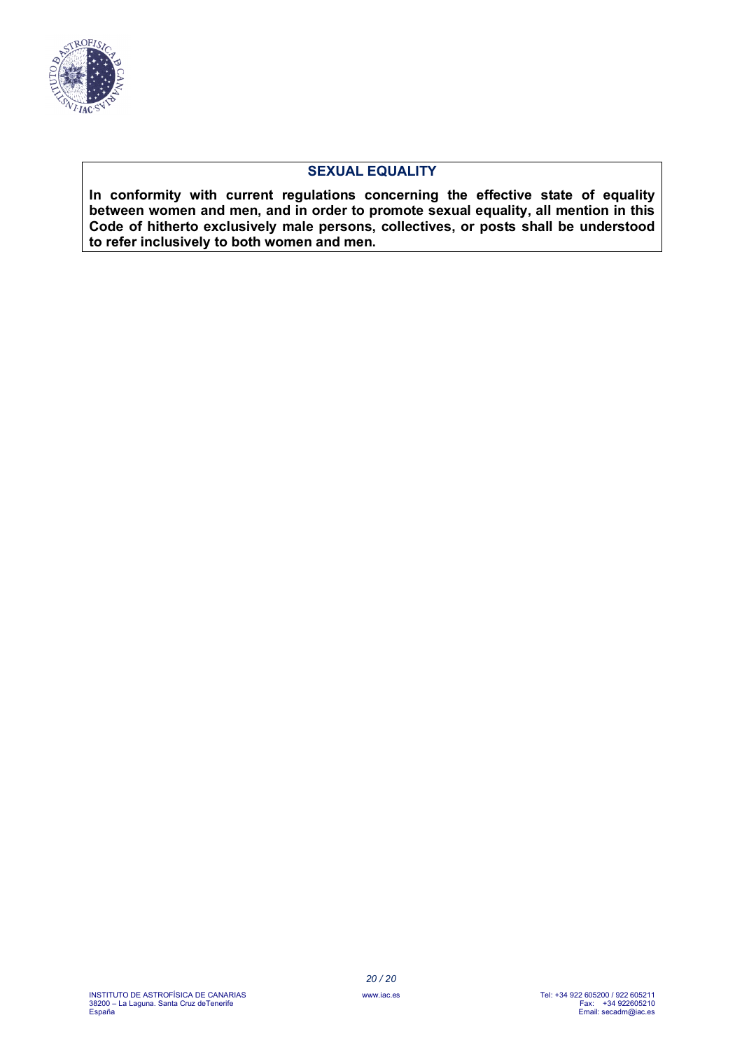## SEXUAL EQUALITY

**In conformity with current regulations concerning the effective state of equality between women and men, and in order to promote sexual equality, all mention in this Code of hitherto exclusively male persons, collectives, or posts shall be understood to refer inclusively to both women and men.**